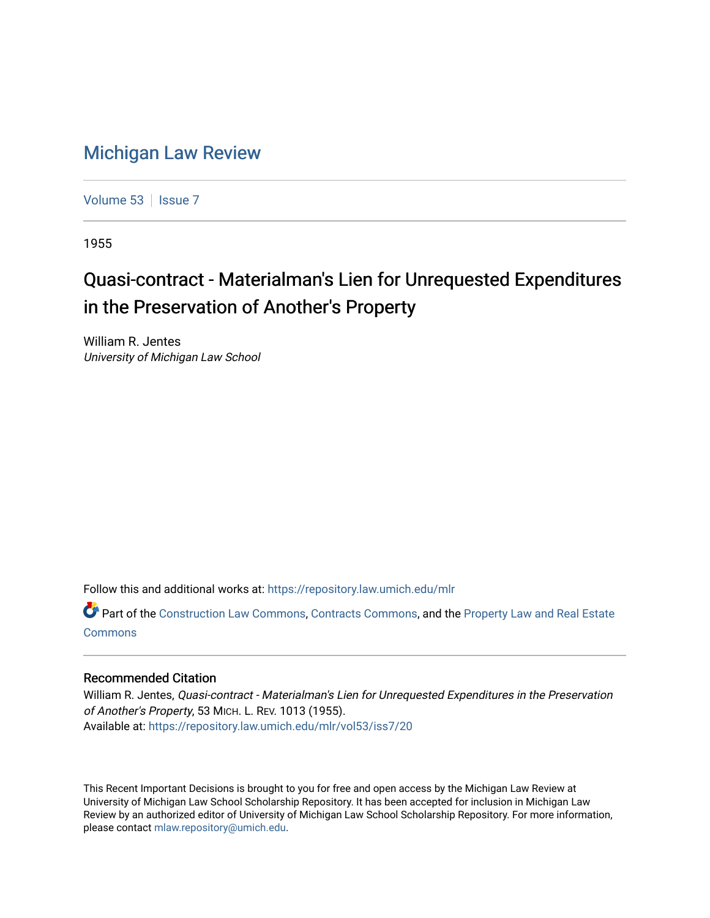# Michigan Law Review

Volume 53 | Issue 7

1955

## Quasi-contract - Materialman's Lien for Unrequested Expenditures in the Preservation of Another's Property

William R. Jentes
*University of Michigan Law School*

Follow this and additional works at: https://repository.law.umich.edu/mlr

Part of the Construction Law Commons, Contracts Commons, and the Property Law and Real Estate Commons

### Recommended Citation

William R. Jentes, *Quasi-contract - Materialman's Lien for Unrequested Expenditures in the Preservation of Another's Property*, 53 MICH. L. REV. 1013 (1955).
Available at: https://repository.law.umich.edu/mlr/vol53/iss7/20

This Recent Important Decisions is brought to you for free and open access by the Michigan Law Review at University of Michigan Law School Scholarship Repository. It has been accepted for inclusion in Michigan Law Review by an authorized editor of University of Michigan Law School Scholarship Repository. For more information, please contact mlaw.repository@umich.edu.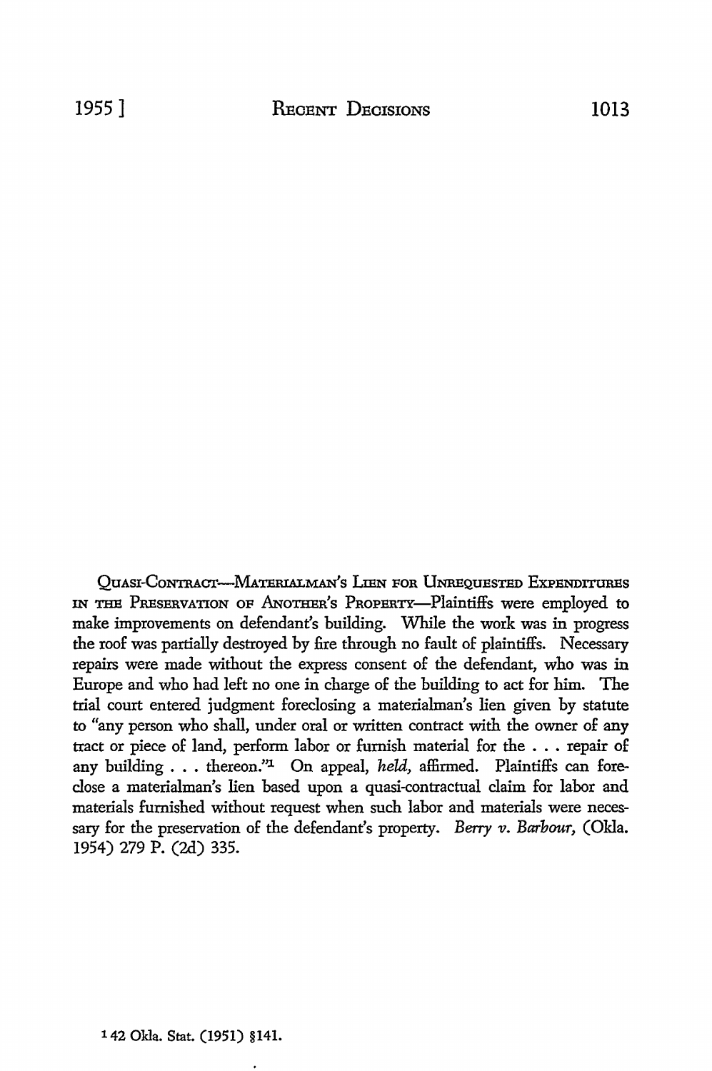QUASI-CONTRACT—MATERIALMAN'S LIEN FOR UNREQUESTED EXPENDITURES IN THE PRESERVATION OF ANOTHER'S PROPERTY—Plaintiffs were employed to make improvements on defendant's building. While the work was in progress the roof was partially destroyed by fire through no fault of plaintiffs. Necessary repairs were made without the express consent of the defendant, who was in Europe and who had left no one in charge of the building to act for him. The trial court entered judgment foreclosing a materialman's lien given by statute to "any person who shall, under oral or written contract with the owner of any tract or piece of land, perform labor or furnish material for the . . . repair of any building . . . thereon."[1] On appeal, *held,* affirmed. Plaintiffs can foreclose a materialman's lien based upon a quasi-contractual claim for labor and materials furnished without request when such labor and materials were necessary for the preservation of the defendant's property. *Berry v. Barbour,* (Okla. 1954) 279 P. (2d) 335.

[1] 42 Okla. Stat. (1951) §141.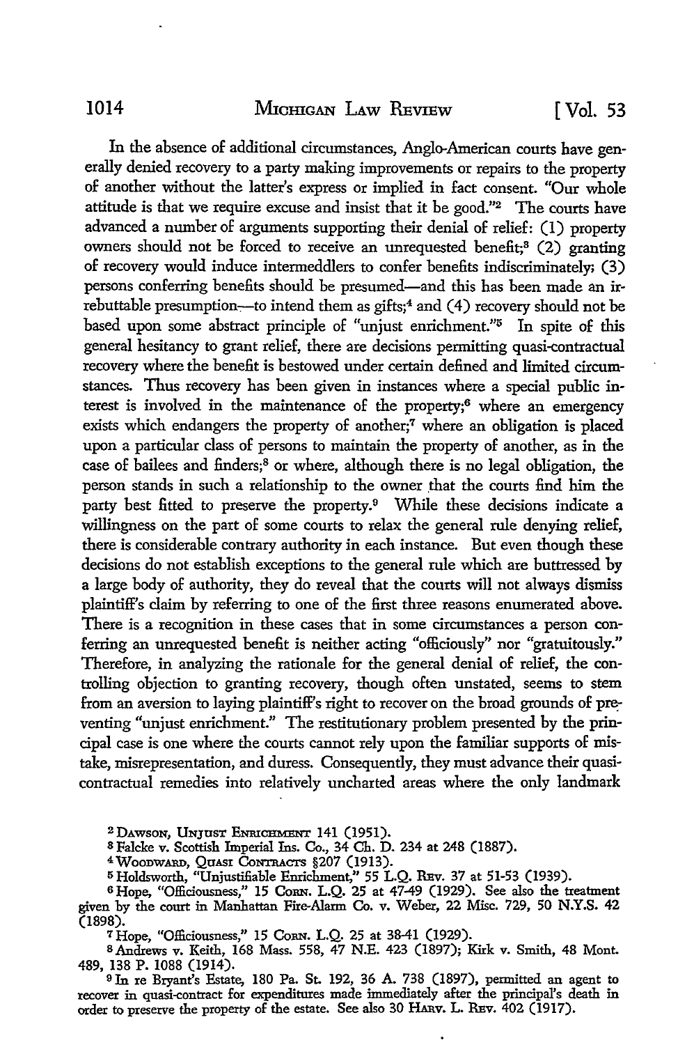In the absence of additional circumstances, Anglo-American courts have generally denied recovery to a party making improvements or repairs to the property of another without the latter's express or implied in fact consent. "Our whole attitude is that we require excuse and insist that it be good."[2] The courts have advanced a number of arguments supporting their denial of relief: (1) property owners should not be forced to receive an unrequested benefit;[3] (2) granting of recovery would induce intermeddlers to confer benefits indiscriminately; (3) persons conferring benefits should be presumed—and this has been made an irrebuttable presumption—to intend them as gifts;[4] and (4) recovery should not be based upon some abstract principle of "unjust enrichment."[5] In spite of this general hesitancy to grant relief, there are decisions permitting quasi-contractual recovery where the benefit is bestowed under certain defined and limited circumstances. Thus recovery has been given in instances where a special public interest is involved in the maintenance of the property;[6] where an emergency exists which endangers the property of another;[7] where an obligation is placed upon a particular class of persons to maintain the property of another, as in the case of bailees and finders;[8] or where, although there is no legal obligation, the person stands in such a relationship to the owner that the courts find him the party best fitted to preserve the property.[9] While these decisions indicate a willingness on the part of some courts to relax the general rule denying relief, there is considerable contrary authority in each instance. But even though these decisions do not establish exceptions to the general rule which are buttressed by a large body of authority, they do reveal that the courts will not always dismiss plaintiff's claim by referring to one of the first three reasons enumerated above. There is a recognition in these cases that in some circumstances a person conferring an unrequested benefit is neither acting "officiously" nor "gratuitously." Therefore, in analyzing the rationale for the general denial of relief, the controlling objection to granting recovery, though often unstated, seems to stem from an aversion to laying plaintiff's right to recover on the broad grounds of preventing "unjust enrichment." The restitutionary problem presented by the principal case is one where the courts cannot rely upon the familiar supports of mistake, misrepresentation, and duress. Consequently, they must advance their quasi-contractual remedies into relatively uncharted areas where the only landmark

[2] DAWSON, UNJUST ENRICHMENT 141 (1951).

[3] Falcke v. Scottish Imperial Ins. Co., 34 Ch. D. 234 at 248 (1887).

[4] WOODWARD, QUASI CONTRACTS §207 (1913).

[5] Holdsworth, "Unjustifiable Enrichment," 55 L.Q. REV. 37 at 51-53 (1939).

[6] Hope, "Officiousness," 15 CORN. L.Q. 25 at 47-49 (1929). See also the treatment given by the court in Manhattan Fire-Alarm Co. v. Weber, 22 Misc. 729, 50 N.Y.S. 42 (1898).

[7] Hope, "Officiousness," 15 CORN. L.Q. 25 at 38-41 (1929).

[8] Andrews v. Keith, 168 Mass. 558, 47 N.E. 423 (1897); Kirk v. Smith, 48 Mont. 489, 138 P. 1088 (1914).

[9] In re Bryant's Estate, 180 Pa. St. 192, 36 A. 738 (1897), permitted an agent to recover in quasi-contract for expenditures made immediately after the principal's death in order to preserve the property of the estate. See also 30 HARV. L. REV. 402 (1917).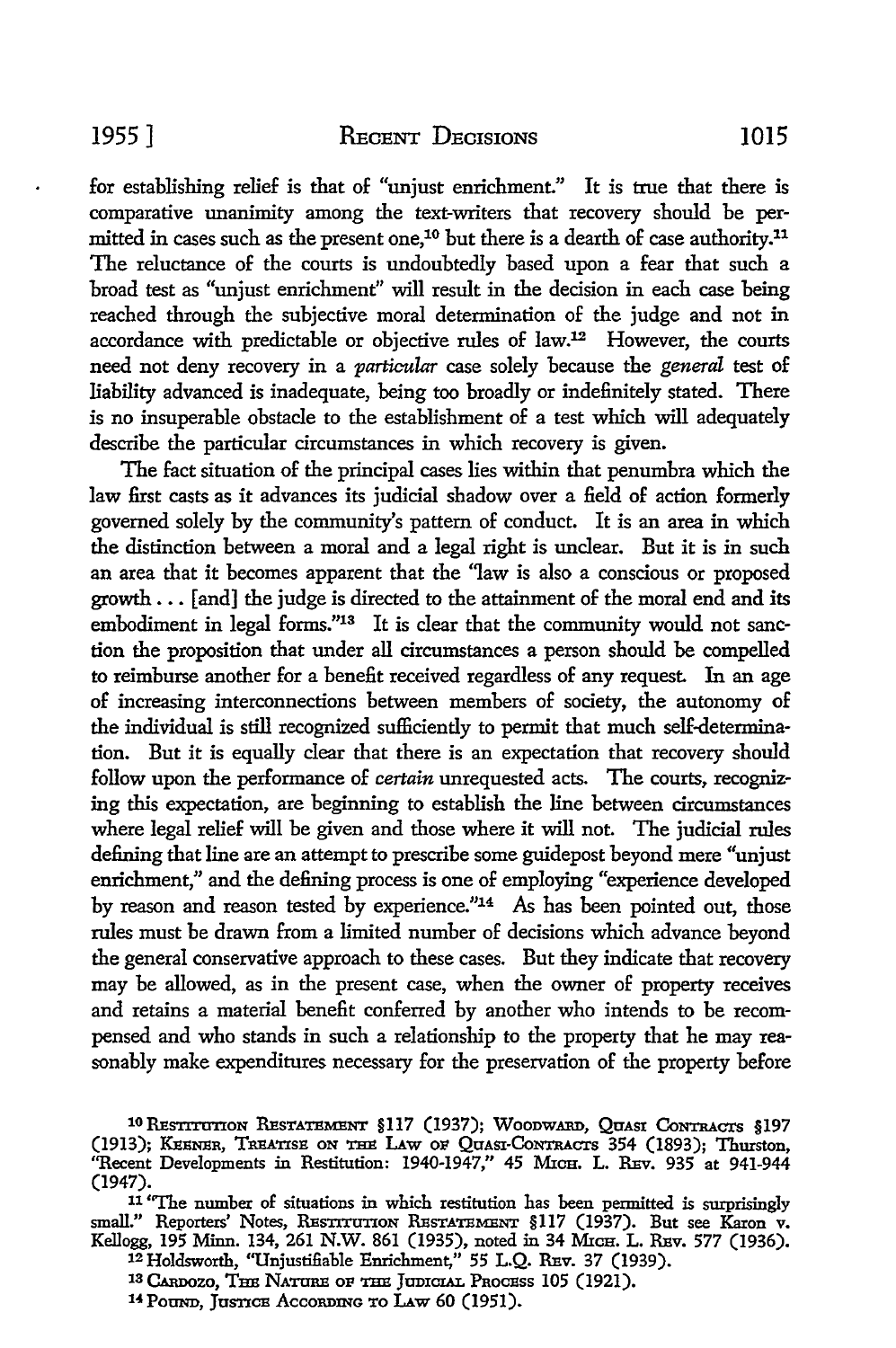for establishing relief is that of "unjust enrichment." It is true that there is comparative unanimity among the text-writers that recovery should be permitted in cases such as the present one,[10] but there is a dearth of case authority.[11] The reluctance of the courts is undoubtedly based upon a fear that such a broad test as "unjust enrichment" will result in the decision in each case being reached through the subjective moral determination of the judge and not in accordance with predictable or objective rules of law.[12] However, the courts need not deny recovery in a *particular* case solely because the *general* test of liability advanced is inadequate, being too broadly or indefinitely stated. There is no insuperable obstacle to the establishment of a test which will adequately describe the particular circumstances in which recovery is given.

The fact situation of the principal cases lies within that penumbra which the law first casts as it advances its judicial shadow over a field of action formerly governed solely by the community's pattern of conduct. It is an area in which the distinction between a moral and a legal right is unclear. But it is in such an area that it becomes apparent that the "law is also a conscious or proposed growth . . . [and] the judge is directed to the attainment of the moral end and its embodiment in legal forms."[13] It is clear that the community would not sanction the proposition that under all circumstances a person should be compelled to reimburse another for a benefit received regardless of any request. In an age of increasing interconnections between members of society, the autonomy of the individual is still recognized sufficiently to permit that much self-determination. But it is equally clear that there is an expectation that recovery should follow upon the performance of *certain* unrequested acts. The courts, recognizing this expectation, are beginning to establish the line between circumstances where legal relief will be given and those where it will not. The judicial rules defining that line are an attempt to prescribe some guidepost beyond mere "unjust enrichment," and the defining process is one of employing "experience developed by reason and reason tested by experience."[14] As has been pointed out, those rules must be drawn from a limited number of decisions which advance beyond the general conservative approach to these cases. But they indicate that recovery may be allowed, as in the present case, when the owner of property receives and retains a material benefit conferred by another who intends to be recompensed and who stands in such a relationship to the property that he may reasonably make expenditures necessary for the preservation of the property before

---

[10] RESTITUTION RESTATEMENT §117 (1937); WOODWARD, QUASI CONTRACTS §197 (1913); KEENER, TREATISE ON THE LAW OF QUASI-CONTRACTS 354 (1893); Thurston, "Recent Developments in Restitution: 1940-1947," 45 MICH. L. REV. 935 at 941-944 (1947).

[11] "The number of situations in which restitution has been permitted is surprisingly small." Reporters' Notes, RESTITUTION RESTATEMENT §117 (1937). But see Karon v. Kellogg, 195 Minn. 134, 261 N.W. 861 (1935), noted in 34 MICH. L. REV. 577 (1936).

[12] Holdsworth, "Unjustifiable Enrichment," 55 L.Q. REV. 37 (1939).

[13] CARDOZO, THE NATURE OF THE JUDICIAL PROCESS 105 (1921).

[14] POUND, JUSTICE ACCORDING TO LAW 60 (1951).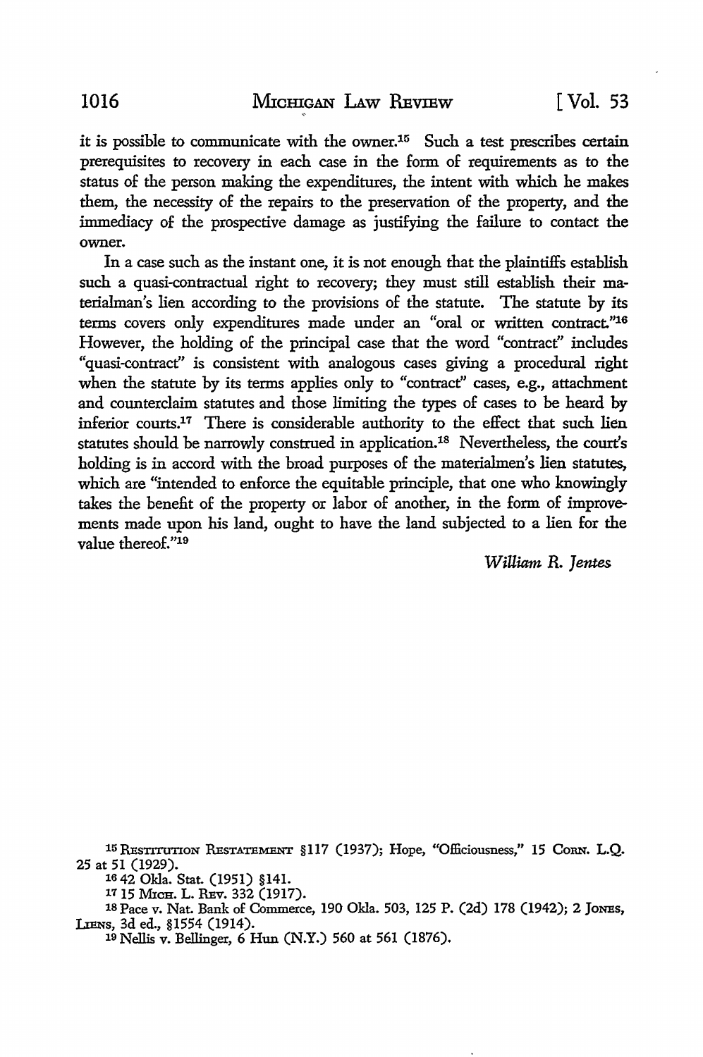it is possible to communicate with the owner.[15] Such a test prescribes certain prerequisites to recovery in each case in the form of requirements as to the status of the person making the expenditures, the intent with which he makes them, the necessity of the repairs to the preservation of the property, and the immediacy of the prospective damage as justifying the failure to contact the owner.

In a case such as the instant one, it is not enough that the plaintiffs establish such a quasi-contractual right to recovery; they must still establish their materialman's lien according to the provisions of the statute. The statute by its terms covers only expenditures made under an "oral or written contract."[16] However, the holding of the principal case that the word "contract" includes "quasi-contract" is consistent with analogous cases giving a procedural right when the statute by its terms applies only to "contract" cases, e.g., attachment and counterclaim statutes and those limiting the types of cases to be heard by inferior courts.[17] There is considerable authority to the effect that such lien statutes should be narrowly construed in application.[18] Nevertheless, the court's holding is in accord with the broad purposes of the materialmen's lien statutes, which are "intended to enforce the equitable principle, that one who knowingly takes the benefit of the property or labor of another, in the form of improvements made upon his land, ought to have the land subjected to a lien for the value thereof."[19]

*William R. Jentes*

---

[15] RESTITUTION RESTATEMENT §117 (1937); Hope, "Officiousness," 15 CORN. L.Q. 25 at 51 (1929).

[16] 42 Okla. Stat. (1951) §141.

[17] 15 MICH. L. REV. 332 (1917).

[18] Pace v. Nat. Bank of Commerce, 190 Okla. 503, 125 P. (2d) 178 (1942); 2 JONES, LIENS, 3d ed., §1554 (1914).

[19] Nellis v. Bellinger, 6 Hun (N.Y.) 560 at 561 (1876).